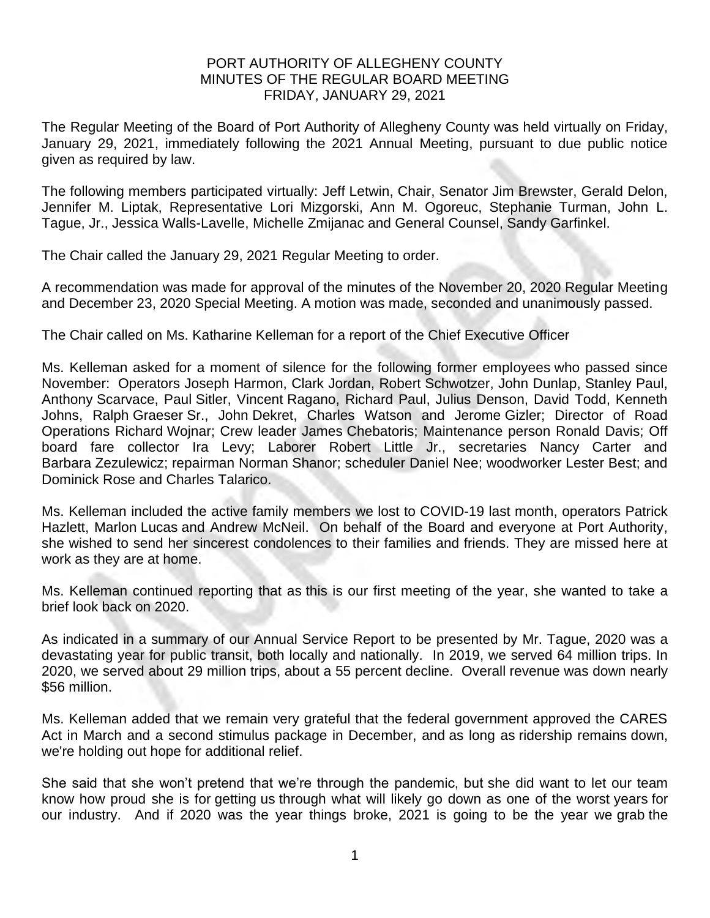# PORT AUTHORITY OF ALLEGHENY COUNTY
## MINUTES OF THE REGULAR BOARD MEETING
### FRIDAY, JANUARY 29, 2021

The Regular Meeting of the Board of Port Authority of Allegheny County was held virtually on Friday, January 29, 2021, immediately following the 2021 Annual Meeting, pursuant to due public notice given as required by law.

The following members participated virtually: Jeff Letwin, Chair, Senator Jim Brewster, Gerald Delon, Jennifer M. Liptak, Representative Lori Mizgorski, Ann M. Ogoreuc, Stephanie Turman, John L. Tague, Jr., Jessica Walls-Lavelle, Michelle Zmijanac and General Counsel, Sandy Garfinkel.

The Chair called the January 29, 2021 Regular Meeting to order.

A recommendation was made for approval of the minutes of the November 20, 2020 Regular Meeting and December 23, 2020 Special Meeting. A motion was made, seconded and unanimously passed.

The Chair called on Ms. Katharine Kelleman for a report of the Chief Executive Officer

Ms. Kelleman asked for a moment of silence for the following former employees who passed since November: Operators Joseph Harmon, Clark Jordan, Robert Schwotzer, John Dunlap, Stanley Paul, Anthony Scarvace, Paul Sitler, Vincent Ragano, Richard Paul, Julius Denson, David Todd, Kenneth Johns, Ralph Graeser Sr., John Dekret, Charles Watson and Jerome Gizler; Director of Road Operations Richard Wojnar; Crew leader James Chebatoris; Maintenance person Ronald Davis; Off board fare collector Ira Levy; Laborer Robert Little Jr., secretaries Nancy Carter and Barbara Zezulewicz; repairman Norman Shanor; scheduler Daniel Nee; woodworker Lester Best; and Dominick Rose and Charles Talarico.

Ms. Kelleman included the active family members we lost to COVID-19 last month, operators Patrick Hazlett, Marlon Lucas and Andrew McNeil. On behalf of the Board and everyone at Port Authority, she wished to send her sincerest condolences to their families and friends. They are missed here at work as they are at home.

Ms. Kelleman continued reporting that as this is our first meeting of the year, she wanted to take a brief look back on 2020.

As indicated in a summary of our Annual Service Report to be presented by Mr. Tague, 2020 was a devastating year for public transit, both locally and nationally. In 2019, we served 64 million trips. In 2020, we served about 29 million trips, about a 55 percent decline. Overall revenue was down nearly $56 million.

Ms. Kelleman added that we remain very grateful that the federal government approved the CARES Act in March and a second stimulus package in December, and as long as ridership remains down, we're holding out hope for additional relief.

She said that she won't pretend that we're through the pandemic, but she did want to let our team know how proud she is for getting us through what will likely go down as one of the worst years for our industry. And if 2020 was the year things broke, 2021 is going to be the year we grab the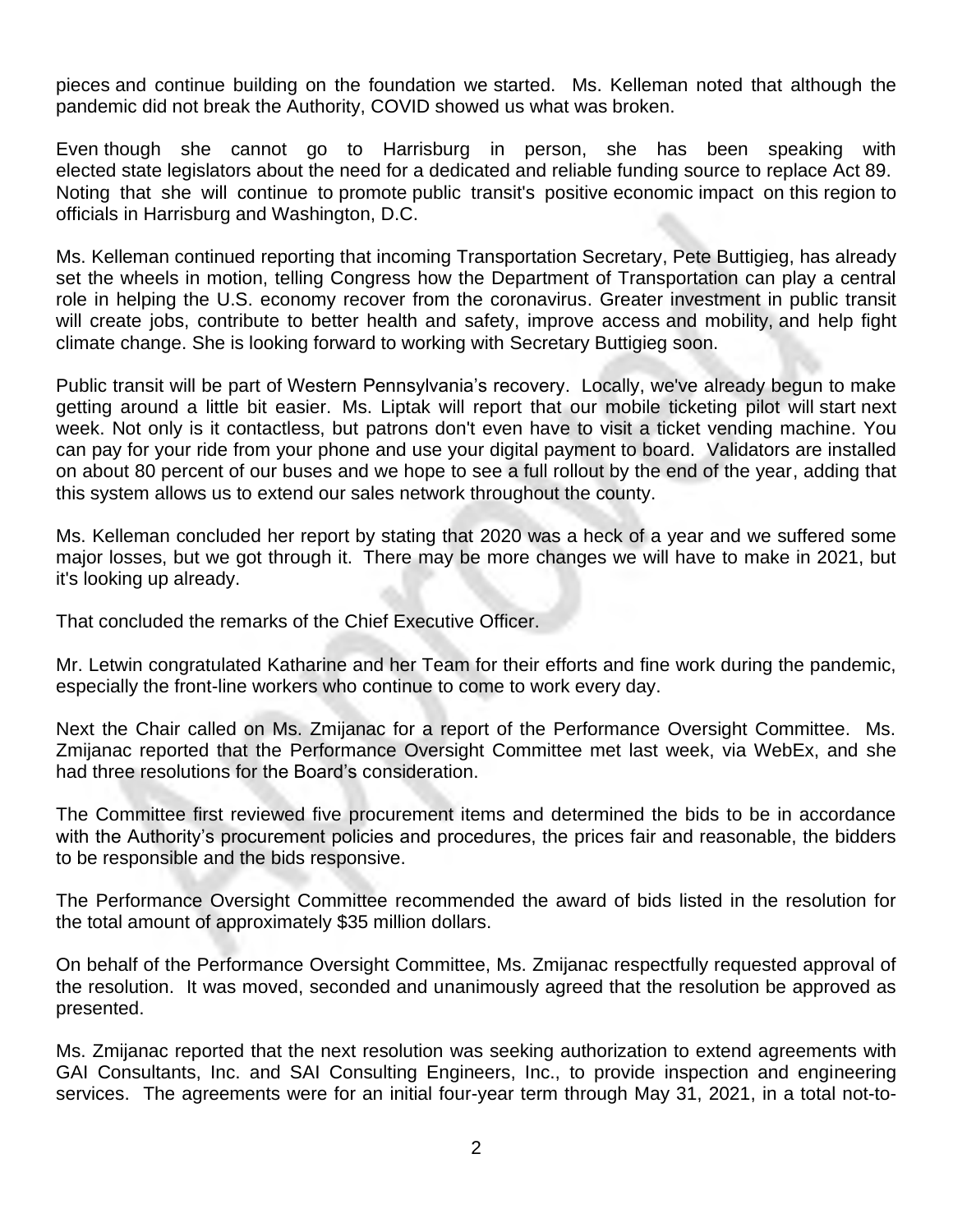pieces and continue building on the foundation we started. Ms. Kelleman noted that although the pandemic did not break the Authority, COVID showed us what was broken.

Even though she cannot go to Harrisburg in person, she has been speaking with elected state legislators about the need for a dedicated and reliable funding source to replace Act 89. Noting that she will continue to promote public transit's positive economic impact on this region to officials in Harrisburg and Washington, D.C.

Ms. Kelleman continued reporting that incoming Transportation Secretary, Pete Buttigieg, has already set the wheels in motion, telling Congress how the Department of Transportation can play a central role in helping the U.S. economy recover from the coronavirus. Greater investment in public transit will create jobs, contribute to better health and safety, improve access and mobility, and help fight climate change. She is looking forward to working with Secretary Buttigieg soon.

Public transit will be part of Western Pennsylvania's recovery. Locally, we've already begun to make getting around a little bit easier. Ms. Liptak will report that our mobile ticketing pilot will start next week. Not only is it contactless, but patrons don't even have to visit a ticket vending machine. You can pay for your ride from your phone and use your digital payment to board. Validators are installed on about 80 percent of our buses and we hope to see a full rollout by the end of the year, adding that this system allows us to extend our sales network throughout the county.

Ms. Kelleman concluded her report by stating that 2020 was a heck of a year and we suffered some major losses, but we got through it. There may be more changes we will have to make in 2021, but it's looking up already.

That concluded the remarks of the Chief Executive Officer.

Mr. Letwin congratulated Katharine and her Team for their efforts and fine work during the pandemic, especially the front-line workers who continue to come to work every day.

Next the Chair called on Ms. Zmijanac for a report of the Performance Oversight Committee. Ms. Zmijanac reported that the Performance Oversight Committee met last week, via WebEx, and she had three resolutions for the Board's consideration.

The Committee first reviewed five procurement items and determined the bids to be in accordance with the Authority's procurement policies and procedures, the prices fair and reasonable, the bidders to be responsible and the bids responsive.

The Performance Oversight Committee recommended the award of bids listed in the resolution for the total amount of approximately $35 million dollars.

On behalf of the Performance Oversight Committee, Ms. Zmijanac respectfully requested approval of the resolution. It was moved, seconded and unanimously agreed that the resolution be approved as presented.

Ms. Zmijanac reported that the next resolution was seeking authorization to extend agreements with GAI Consultants, Inc. and SAI Consulting Engineers, Inc., to provide inspection and engineering services. The agreements were for an initial four-year term through May 31, 2021, in a total not-to-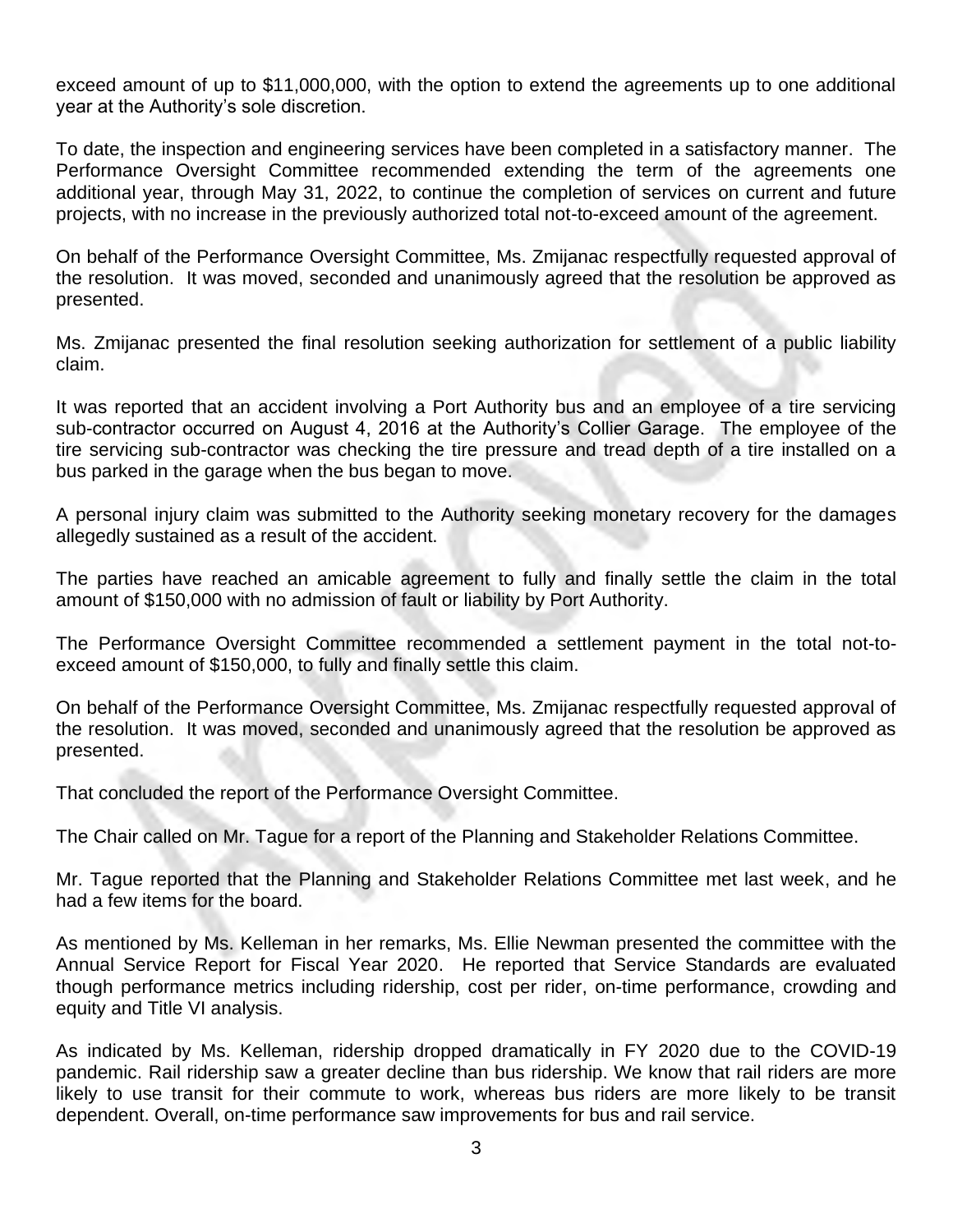exceed amount of up to $11,000,000, with the option to extend the agreements up to one additional year at the Authority's sole discretion.

To date, the inspection and engineering services have been completed in a satisfactory manner. The Performance Oversight Committee recommended extending the term of the agreements one additional year, through May 31, 2022, to continue the completion of services on current and future projects, with no increase in the previously authorized total not-to-exceed amount of the agreement.

On behalf of the Performance Oversight Committee, Ms. Zmijanac respectfully requested approval of the resolution. It was moved, seconded and unanimously agreed that the resolution be approved as presented.

Ms. Zmijanac presented the final resolution seeking authorization for settlement of a public liability claim.

It was reported that an accident involving a Port Authority bus and an employee of a tire servicing sub-contractor occurred on August 4, 2016 at the Authority's Collier Garage. The employee of the tire servicing sub-contractor was checking the tire pressure and tread depth of a tire installed on a bus parked in the garage when the bus began to move.

A personal injury claim was submitted to the Authority seeking monetary recovery for the damages allegedly sustained as a result of the accident.

The parties have reached an amicable agreement to fully and finally settle the claim in the total amount of $150,000 with no admission of fault or liability by Port Authority.

The Performance Oversight Committee recommended a settlement payment in the total not-to-exceed amount of $150,000, to fully and finally settle this claim.

On behalf of the Performance Oversight Committee, Ms. Zmijanac respectfully requested approval of the resolution. It was moved, seconded and unanimously agreed that the resolution be approved as presented.

That concluded the report of the Performance Oversight Committee.

The Chair called on Mr. Tague for a report of the Planning and Stakeholder Relations Committee.

Mr. Tague reported that the Planning and Stakeholder Relations Committee met last week, and he had a few items for the board.

As mentioned by Ms. Kelleman in her remarks, Ms. Ellie Newman presented the committee with the Annual Service Report for Fiscal Year 2020. He reported that Service Standards are evaluated though performance metrics including ridership, cost per rider, on-time performance, crowding and equity and Title VI analysis.

As indicated by Ms. Kelleman, ridership dropped dramatically in FY 2020 due to the COVID-19 pandemic. Rail ridership saw a greater decline than bus ridership. We know that rail riders are more likely to use transit for their commute to work, whereas bus riders are more likely to be transit dependent. Overall, on-time performance saw improvements for bus and rail service.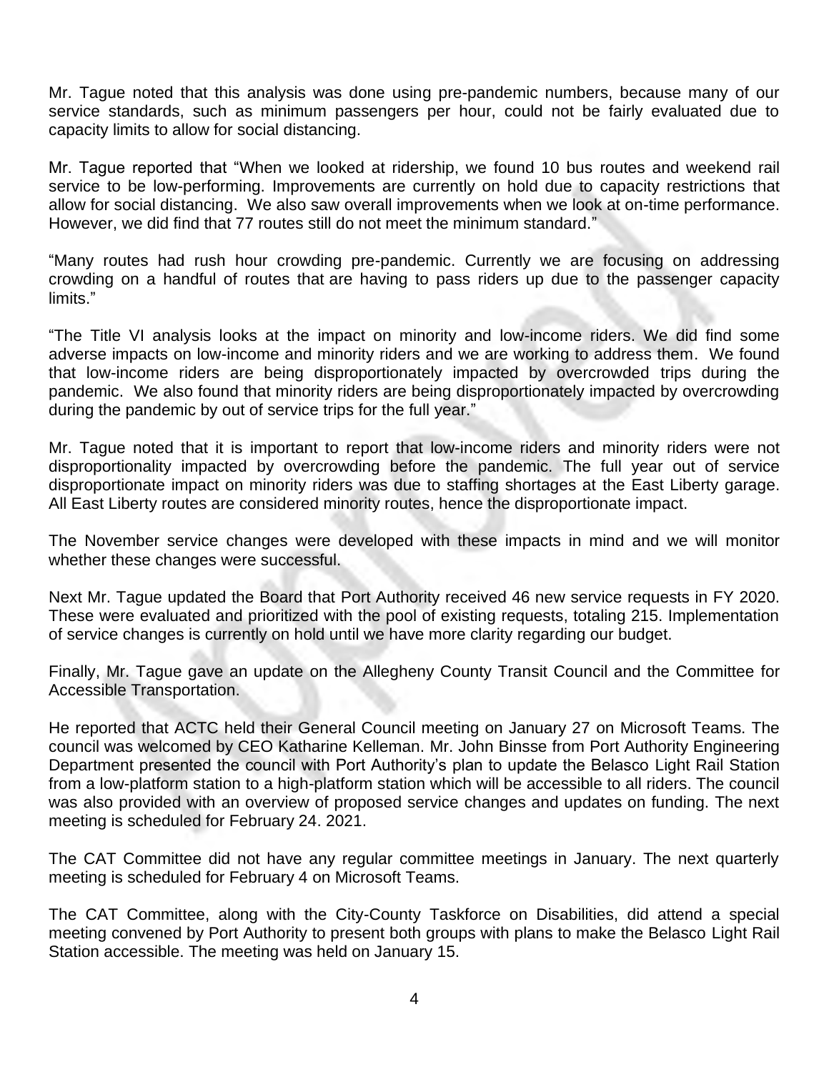Mr. Tague noted that this analysis was done using pre-pandemic numbers, because many of our service standards, such as minimum passengers per hour, could not be fairly evaluated due to capacity limits to allow for social distancing.

Mr. Tague reported that "When we looked at ridership, we found 10 bus routes and weekend rail service to be low-performing. Improvements are currently on hold due to capacity restrictions that allow for social distancing. We also saw overall improvements when we look at on-time performance. However, we did find that 77 routes still do not meet the minimum standard."

"Many routes had rush hour crowding pre-pandemic. Currently we are focusing on addressing crowding on a handful of routes that are having to pass riders up due to the passenger capacity limits."

"The Title VI analysis looks at the impact on minority and low-income riders. We did find some adverse impacts on low-income and minority riders and we are working to address them. We found that low-income riders are being disproportionately impacted by overcrowded trips during the pandemic. We also found that minority riders are being disproportionately impacted by overcrowding during the pandemic by out of service trips for the full year."

Mr. Tague noted that it is important to report that low-income riders and minority riders were not disproportionality impacted by overcrowding before the pandemic. The full year out of service disproportionate impact on minority riders was due to staffing shortages at the East Liberty garage. All East Liberty routes are considered minority routes, hence the disproportionate impact.

The November service changes were developed with these impacts in mind and we will monitor whether these changes were successful.

Next Mr. Tague updated the Board that Port Authority received 46 new service requests in FY 2020. These were evaluated and prioritized with the pool of existing requests, totaling 215. Implementation of service changes is currently on hold until we have more clarity regarding our budget.

Finally, Mr. Tague gave an update on the Allegheny County Transit Council and the Committee for Accessible Transportation.

He reported that ACTC held their General Council meeting on January 27 on Microsoft Teams. The council was welcomed by CEO Katharine Kelleman. Mr. John Binsse from Port Authority Engineering Department presented the council with Port Authority's plan to update the Belasco Light Rail Station from a low-platform station to a high-platform station which will be accessible to all riders. The council was also provided with an overview of proposed service changes and updates on funding. The next meeting is scheduled for February 24. 2021.

The CAT Committee did not have any regular committee meetings in January. The next quarterly meeting is scheduled for February 4 on Microsoft Teams.

The CAT Committee, along with the City-County Taskforce on Disabilities, did attend a special meeting convened by Port Authority to present both groups with plans to make the Belasco Light Rail Station accessible. The meeting was held on January 15.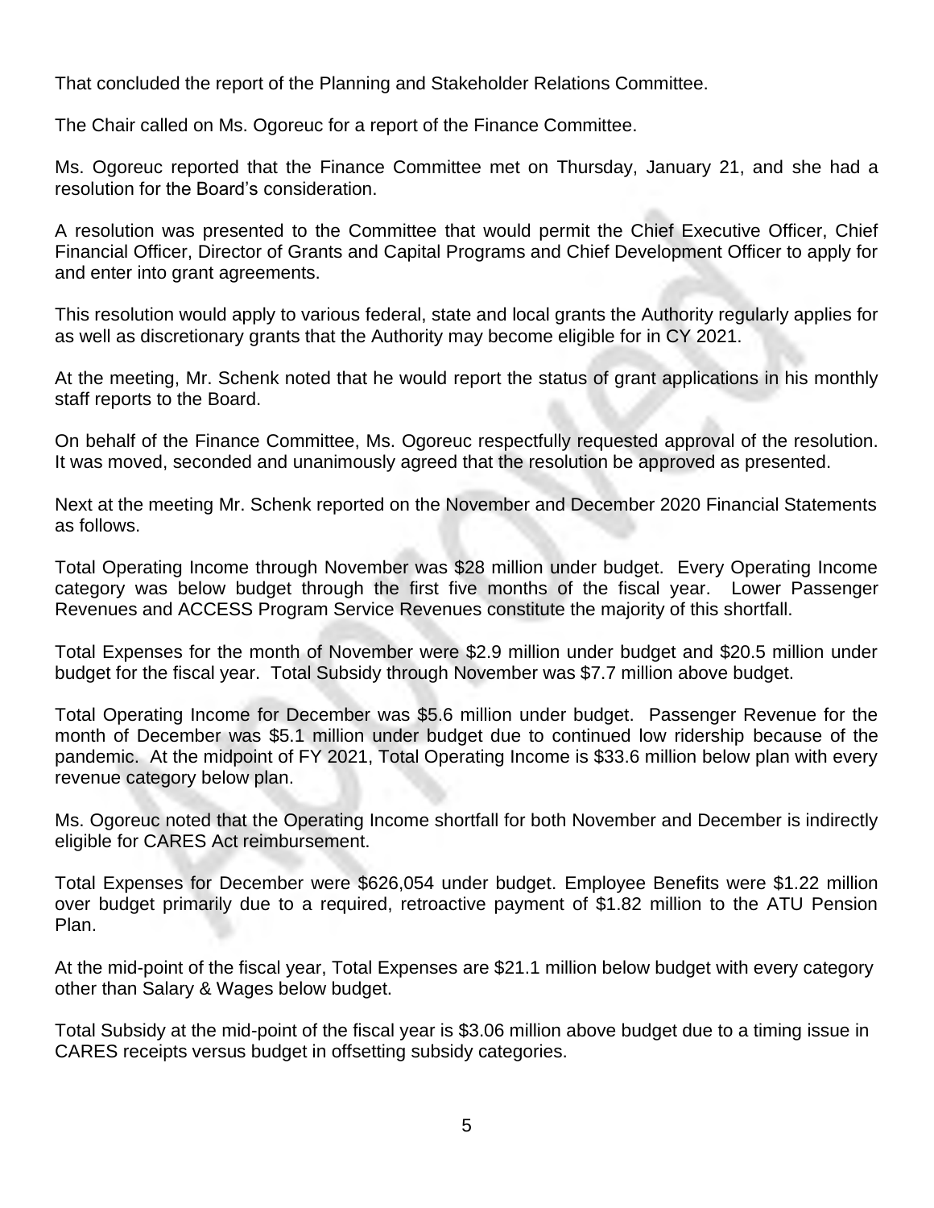That concluded the report of the Planning and Stakeholder Relations Committee.

The Chair called on Ms. Ogoreuc for a report of the Finance Committee.

Ms. Ogoreuc reported that the Finance Committee met on Thursday, January 21, and she had a resolution for the Board's consideration.

A resolution was presented to the Committee that would permit the Chief Executive Officer, Chief Financial Officer, Director of Grants and Capital Programs and Chief Development Officer to apply for and enter into grant agreements.

This resolution would apply to various federal, state and local grants the Authority regularly applies for as well as discretionary grants that the Authority may become eligible for in CY 2021.

At the meeting, Mr. Schenk noted that he would report the status of grant applications in his monthly staff reports to the Board.

On behalf of the Finance Committee, Ms. Ogoreuc respectfully requested approval of the resolution. It was moved, seconded and unanimously agreed that the resolution be approved as presented.

Next at the meeting Mr. Schenk reported on the November and December 2020 Financial Statements as follows.

Total Operating Income through November was $28 million under budget. Every Operating Income category was below budget through the first five months of the fiscal year. Lower Passenger Revenues and ACCESS Program Service Revenues constitute the majority of this shortfall.

Total Expenses for the month of November were $2.9 million under budget and $20.5 million under budget for the fiscal year. Total Subsidy through November was $7.7 million above budget.

Total Operating Income for December was $5.6 million under budget. Passenger Revenue for the month of December was $5.1 million under budget due to continued low ridership because of the pandemic. At the midpoint of FY 2021, Total Operating Income is $33.6 million below plan with every revenue category below plan.

Ms. Ogoreuc noted that the Operating Income shortfall for both November and December is indirectly eligible for CARES Act reimbursement.

Total Expenses for December were $626,054 under budget. Employee Benefits were $1.22 million over budget primarily due to a required, retroactive payment of $1.82 million to the ATU Pension Plan.

At the mid-point of the fiscal year, Total Expenses are $21.1 million below budget with every category other than Salary & Wages below budget.

Total Subsidy at the mid-point of the fiscal year is $3.06 million above budget due to a timing issue in CARES receipts versus budget in offsetting subsidy categories.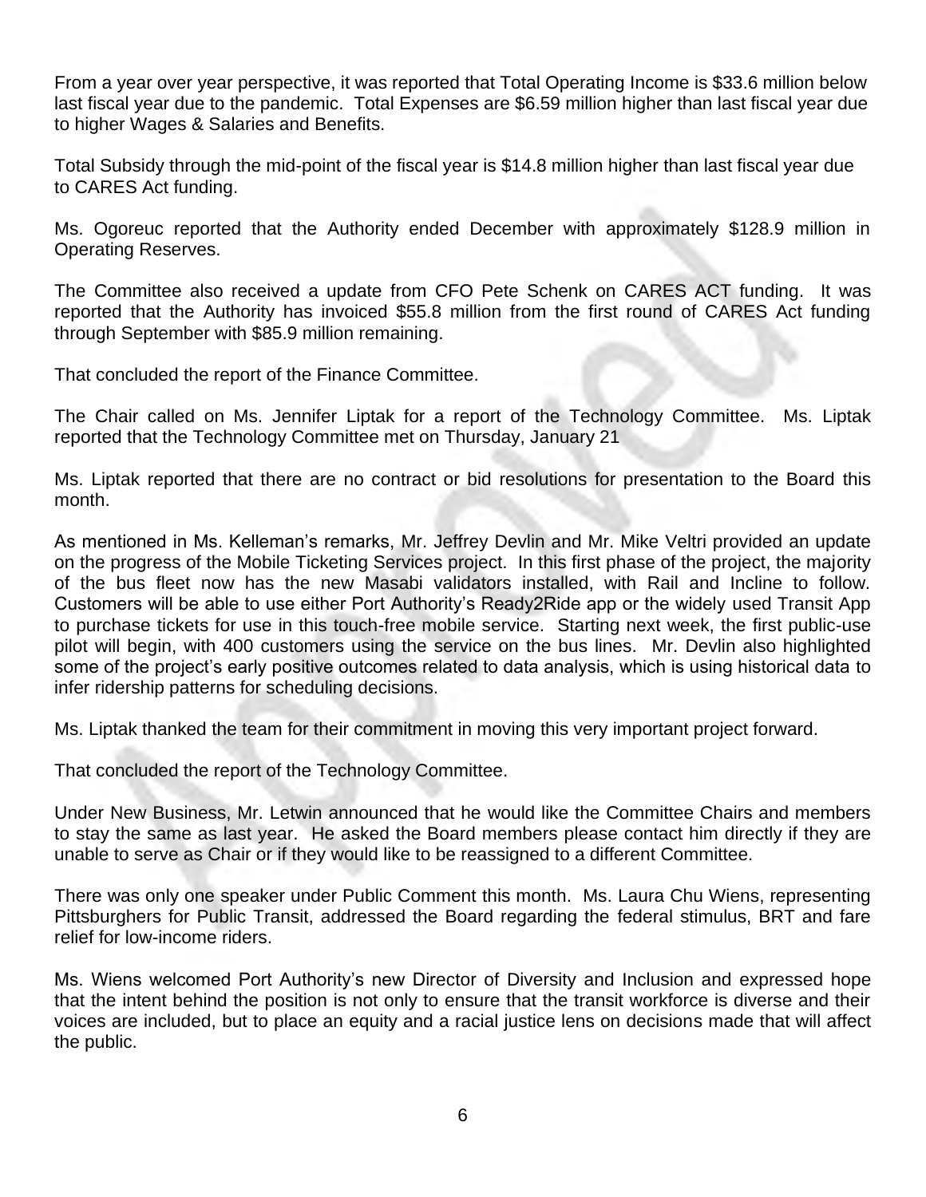From a year over year perspective, it was reported that Total Operating Income is $33.6 million below last fiscal year due to the pandemic. Total Expenses are $6.59 million higher than last fiscal year due to higher Wages & Salaries and Benefits.

Total Subsidy through the mid-point of the fiscal year is $14.8 million higher than last fiscal year due to CARES Act funding.

Ms. Ogoreuc reported that the Authority ended December with approximately $128.9 million in Operating Reserves.

The Committee also received a update from CFO Pete Schenk on CARES ACT funding. It was reported that the Authority has invoiced $55.8 million from the first round of CARES Act funding through September with $85.9 million remaining.

That concluded the report of the Finance Committee.

The Chair called on Ms. Jennifer Liptak for a report of the Technology Committee. Ms. Liptak reported that the Technology Committee met on Thursday, January 21

Ms. Liptak reported that there are no contract or bid resolutions for presentation to the Board this month.

As mentioned in Ms. Kelleman's remarks, Mr. Jeffrey Devlin and Mr. Mike Veltri provided an update on the progress of the Mobile Ticketing Services project. In this first phase of the project, the majority of the bus fleet now has the new Masabi validators installed, with Rail and Incline to follow. Customers will be able to use either Port Authority's Ready2Ride app or the widely used Transit App to purchase tickets for use in this touch-free mobile service. Starting next week, the first public-use pilot will begin, with 400 customers using the service on the bus lines. Mr. Devlin also highlighted some of the project's early positive outcomes related to data analysis, which is using historical data to infer ridership patterns for scheduling decisions.

Ms. Liptak thanked the team for their commitment in moving this very important project forward.

That concluded the report of the Technology Committee.

Under New Business, Mr. Letwin announced that he would like the Committee Chairs and members to stay the same as last year. He asked the Board members please contact him directly if they are unable to serve as Chair or if they would like to be reassigned to a different Committee.

There was only one speaker under Public Comment this month. Ms. Laura Chu Wiens, representing Pittsburghers for Public Transit, addressed the Board regarding the federal stimulus, BRT and fare relief for low-income riders.

Ms. Wiens welcomed Port Authority's new Director of Diversity and Inclusion and expressed hope that the intent behind the position is not only to ensure that the transit workforce is diverse and their voices are included, but to place an equity and a racial justice lens on decisions made that will affect the public.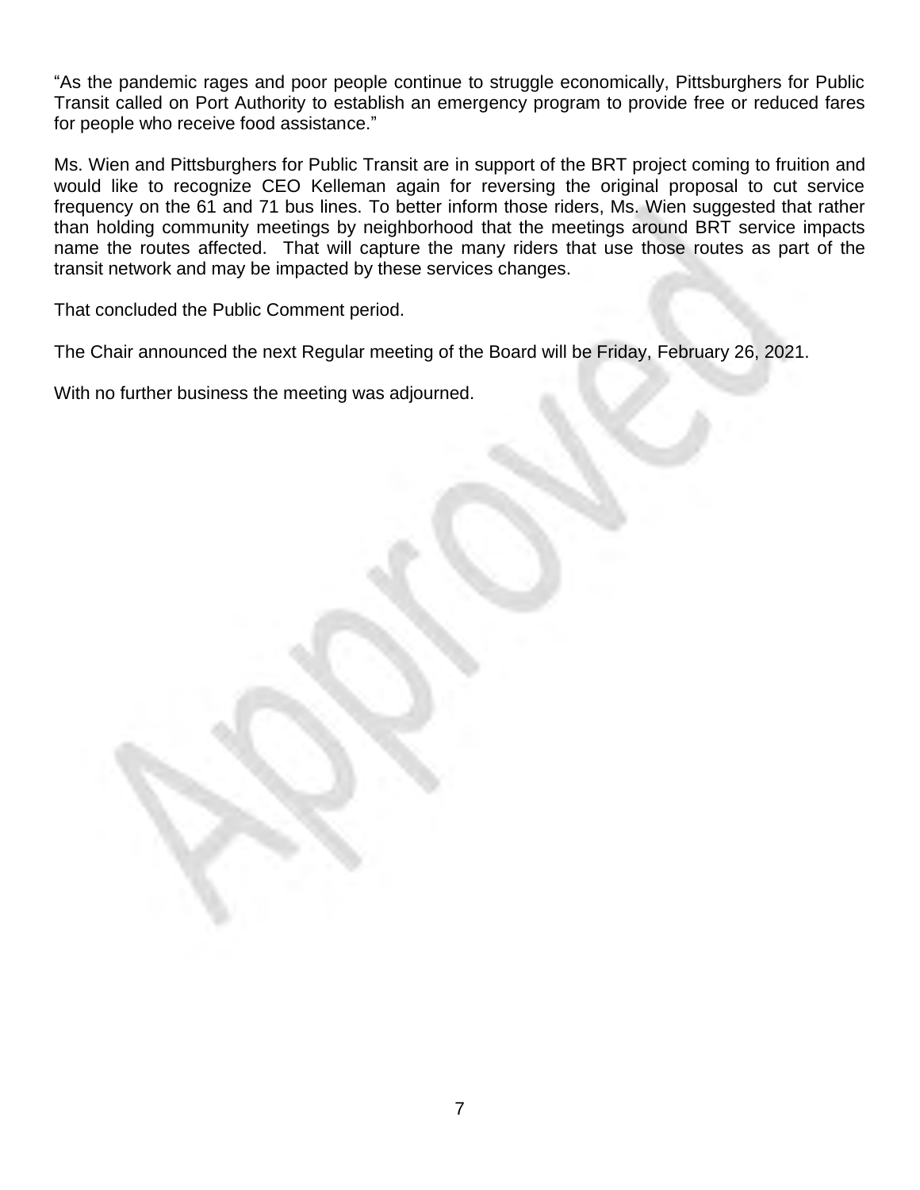"As the pandemic rages and poor people continue to struggle economically, Pittsburghers for Public Transit called on Port Authority to establish an emergency program to provide free or reduced fares for people who receive food assistance."

Ms. Wien and Pittsburghers for Public Transit are in support of the BRT project coming to fruition and would like to recognize CEO Kelleman again for reversing the original proposal to cut service frequency on the 61 and 71 bus lines. To better inform those riders, Ms. Wien suggested that rather than holding community meetings by neighborhood that the meetings around BRT service impacts name the routes affected. That will capture the many riders that use those routes as part of the transit network and may be impacted by these services changes.

That concluded the Public Comment period.

The Chair announced the next Regular meeting of the Board will be Friday, February 26, 2021.

With no further business the meeting was adjourned.